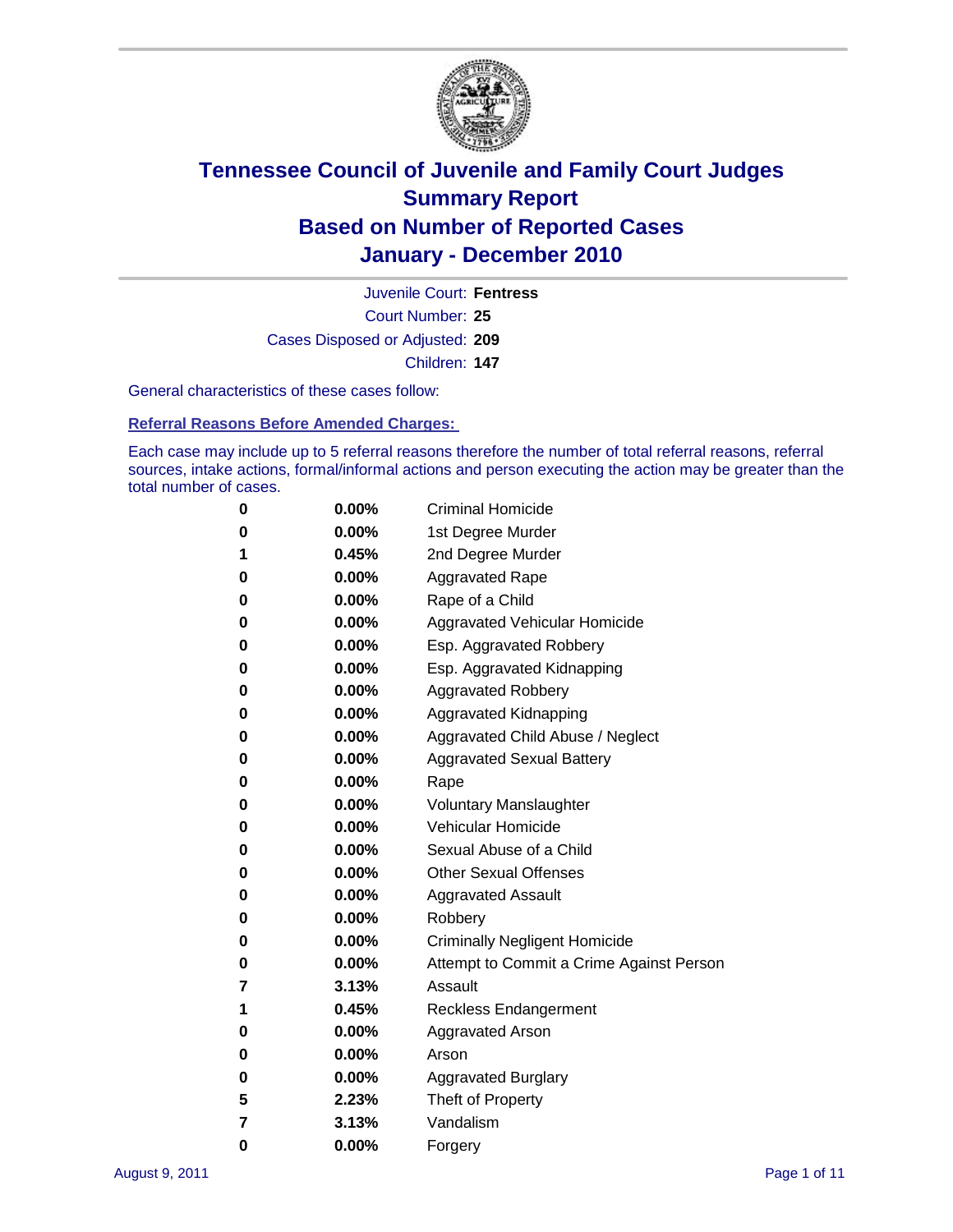# Tennessee Council of Juvenile and Family Court Judges
## Summary Report
## Based on Number of Reported Cases
## January - December 2010

Juvenile Court: **Fentress**

Court Number: **25**

Cases Disposed or Adjusted: **209**

Children: **147**

General characteristics of these cases follow:

### Referral Reasons Before Amended Charges:

Each case may include up to 5 referral reasons therefore the number of total referral reasons, referral sources, intake actions, formal/informal actions and person executing the action may be greater than the total number of cases.

| | | |
|---|---|---|
| 0 | 0.00% | Criminal Homicide |
| 0 | 0.00% | 1st Degree Murder |
| 1 | 0.45% | 2nd Degree Murder |
| 0 | 0.00% | Aggravated Rape |
| 0 | 0.00% | Rape of a Child |
| 0 | 0.00% | Aggravated Vehicular Homicide |
| 0 | 0.00% | Esp. Aggravated Robbery |
| 0 | 0.00% | Esp. Aggravated Kidnapping |
| 0 | 0.00% | Aggravated Robbery |
| 0 | 0.00% | Aggravated Kidnapping |
| 0 | 0.00% | Aggravated Child Abuse / Neglect |
| 0 | 0.00% | Aggravated Sexual Battery |
| 0 | 0.00% | Rape |
| 0 | 0.00% | Voluntary Manslaughter |
| 0 | 0.00% | Vehicular Homicide |
| 0 | 0.00% | Sexual Abuse of a Child |
| 0 | 0.00% | Other Sexual Offenses |
| 0 | 0.00% | Aggravated Assault |
| 0 | 0.00% | Robbery |
| 0 | 0.00% | Criminally Negligent Homicide |
| 0 | 0.00% | Attempt to Commit a Crime Against Person |
| 7 | 3.13% | Assault |
| 1 | 0.45% | Reckless Endangerment |
| 0 | 0.00% | Aggravated Arson |
| 0 | 0.00% | Arson |
| 0 | 0.00% | Aggravated Burglary |
| 5 | 2.23% | Theft of Property |
| 7 | 3.13% | Vandalism |
| 0 | 0.00% | Forgery |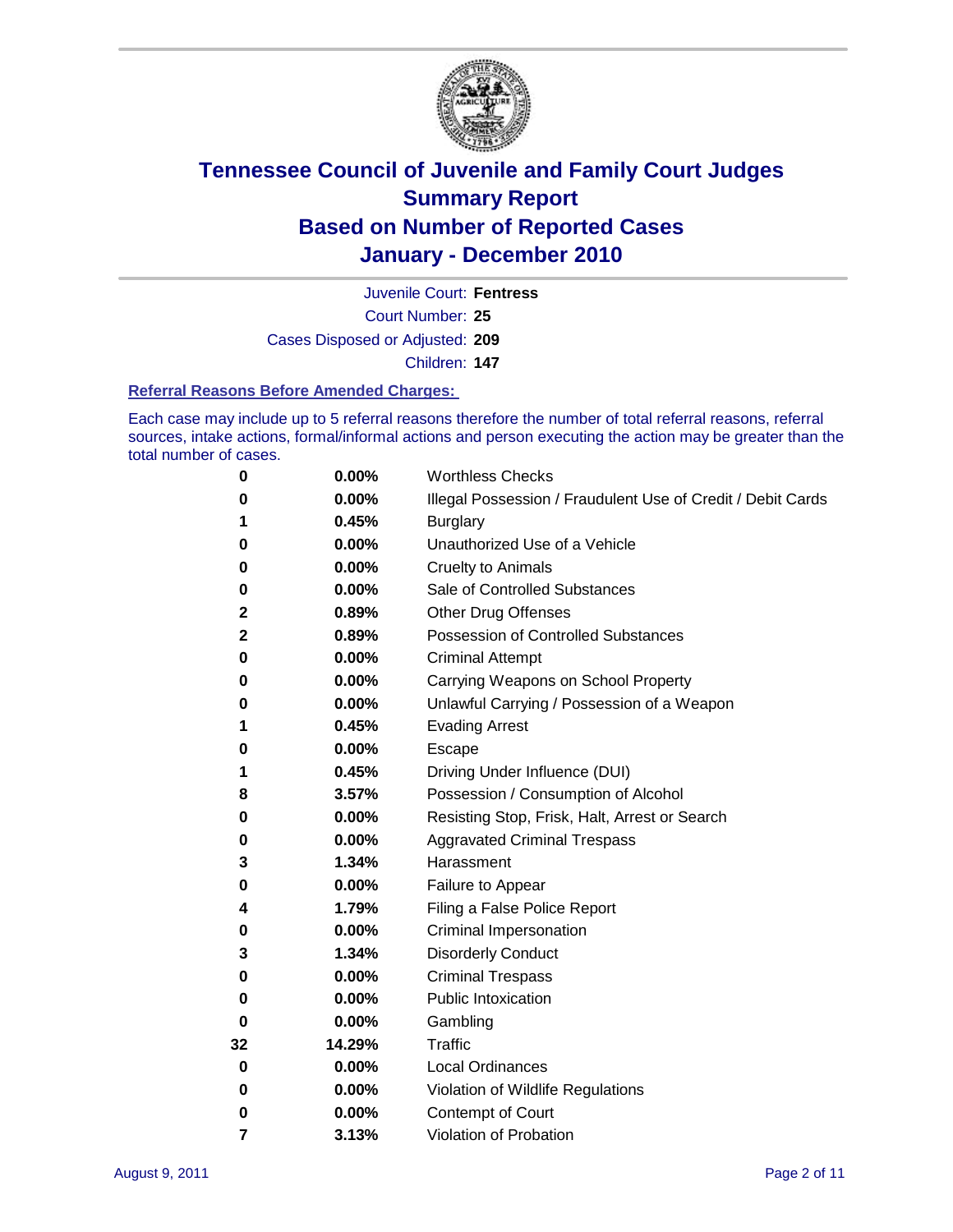# Tennessee Council of Juvenile and Family Court Judges
## Summary Report
## Based on Number of Reported Cases
## January - December 2010

Juvenile Court: **Fentress**
Court Number: **25**
Cases Disposed or Adjusted: **209**
Children: **147**

### Referral Reasons Before Amended Charges:

Each case may include up to 5 referral reasons therefore the number of total referral reasons, referral sources, intake actions, formal/informal actions and person executing the action may be greater than the total number of cases.

| | | |
|---|---|---|
| 0 | 0.00% | Worthless Checks |
| 0 | 0.00% | Illegal Possession / Fraudulent Use of Credit / Debit Cards |
| 1 | 0.45% | Burglary |
| 0 | 0.00% | Unauthorized Use of a Vehicle |
| 0 | 0.00% | Cruelty to Animals |
| 0 | 0.00% | Sale of Controlled Substances |
| 2 | 0.89% | Other Drug Offenses |
| 2 | 0.89% | Possession of Controlled Substances |
| 0 | 0.00% | Criminal Attempt |
| 0 | 0.00% | Carrying Weapons on School Property |
| 0 | 0.00% | Unlawful Carrying / Possession of a Weapon |
| 1 | 0.45% | Evading Arrest |
| 0 | 0.00% | Escape |
| 1 | 0.45% | Driving Under Influence (DUI) |
| 8 | 3.57% | Possession / Consumption of Alcohol |
| 0 | 0.00% | Resisting Stop, Frisk, Halt, Arrest or Search |
| 0 | 0.00% | Aggravated Criminal Trespass |
| 3 | 1.34% | Harassment |
| 0 | 0.00% | Failure to Appear |
| 4 | 1.79% | Filing a False Police Report |
| 0 | 0.00% | Criminal Impersonation |
| 3 | 1.34% | Disorderly Conduct |
| 0 | 0.00% | Criminal Trespass |
| 0 | 0.00% | Public Intoxication |
| 0 | 0.00% | Gambling |
| 32 | 14.29% | Traffic |
| 0 | 0.00% | Local Ordinances |
| 0 | 0.00% | Violation of Wildlife Regulations |
| 0 | 0.00% | Contempt of Court |
| 7 | 3.13% | Violation of Probation |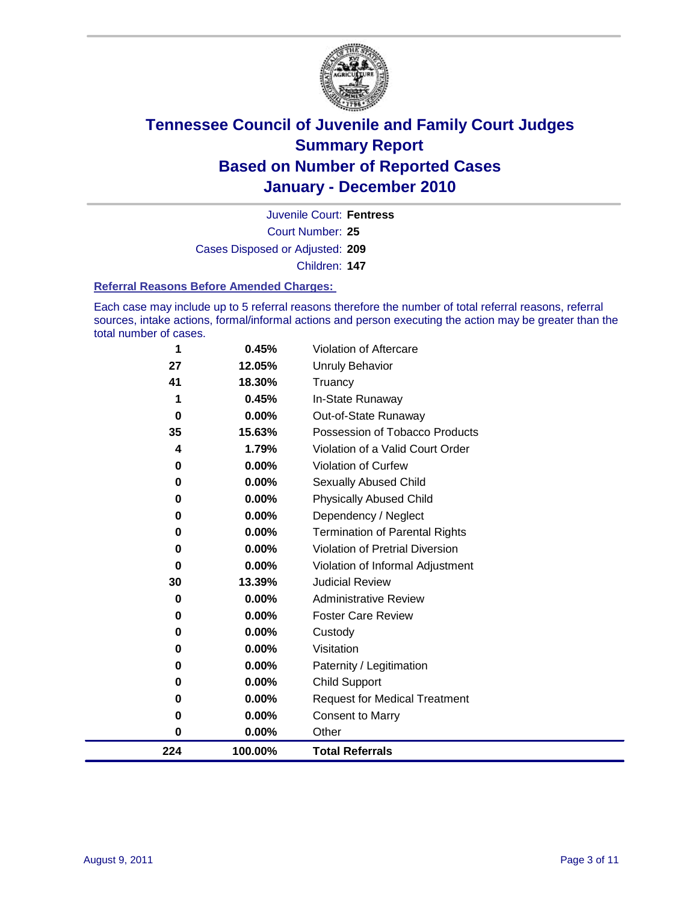# Tennessee Council of Juvenile and Family Court Judges
## Summary Report
## Based on Number of Reported Cases
## January - December 2010

Juvenile Court: **Fentress**

Court Number: **25**

Cases Disposed or Adjusted: **209**

Children: **147**

### Referral Reasons Before Amended Charges:

Each case may include up to 5 referral reasons therefore the number of total referral reasons, referral sources, intake actions, formal/informal actions and person executing the action may be greater than the total number of cases.

| Count | Percent | Referral Reason |
|---|---|---|
| 1 | 0.45% | Violation of Aftercare |
| 27 | 12.05% | Unruly Behavior |
| 41 | 18.30% | Truancy |
| 1 | 0.45% | In-State Runaway |
| 0 | 0.00% | Out-of-State Runaway |
| 35 | 15.63% | Possession of Tobacco Products |
| 4 | 1.79% | Violation of a Valid Court Order |
| 0 | 0.00% | Violation of Curfew |
| 0 | 0.00% | Sexually Abused Child |
| 0 | 0.00% | Physically Abused Child |
| 0 | 0.00% | Dependency / Neglect |
| 0 | 0.00% | Termination of Parental Rights |
| 0 | 0.00% | Violation of Pretrial Diversion |
| 0 | 0.00% | Violation of Informal Adjustment |
| 30 | 13.39% | Judicial Review |
| 0 | 0.00% | Administrative Review |
| 0 | 0.00% | Foster Care Review |
| 0 | 0.00% | Custody |
| 0 | 0.00% | Visitation |
| 0 | 0.00% | Paternity / Legitimation |
| 0 | 0.00% | Child Support |
| 0 | 0.00% | Request for Medical Treatment |
| 0 | 0.00% | Consent to Marry |
| 0 | 0.00% | Other |
| **224** | **100.00%** | **Total Referrals** |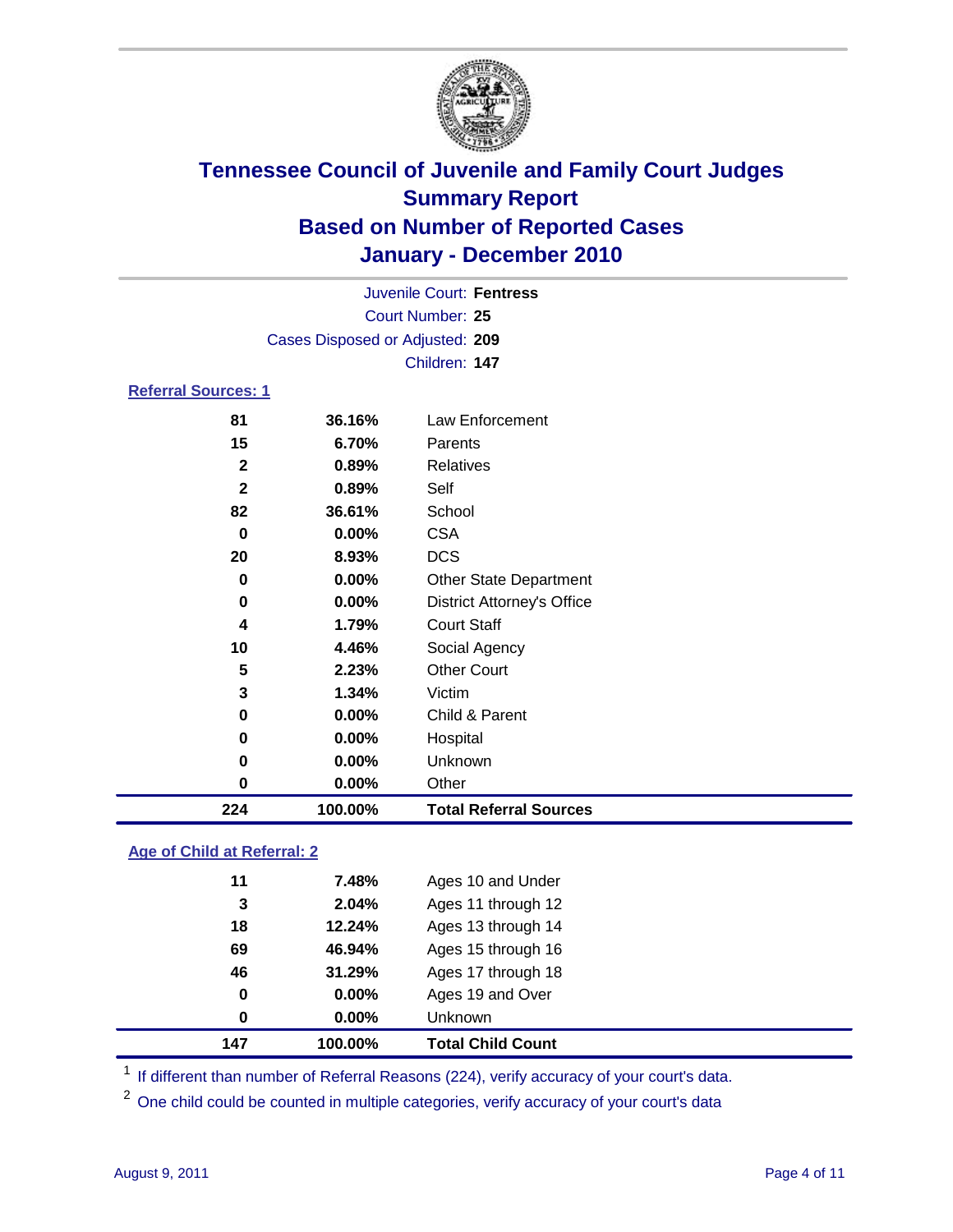# Tennessee Council of Juvenile and Family Court Judges
## Summary Report
## Based on Number of Reported Cases
## January - December 2010

Juvenile Court: **Fentress**
Court Number: **25**
Cases Disposed or Adjusted: **209**
Children: **147**

### Referral Sources: 1

| | | |
|---|---|---|
| 81 | 36.16% | Law Enforcement |
| 15 | 6.70% | Parents |
| 2 | 0.89% | Relatives |
| 2 | 0.89% | Self |
| 82 | 36.61% | School |
| 0 | 0.00% | CSA |
| 20 | 8.93% | DCS |
| 0 | 0.00% | Other State Department |
| 0 | 0.00% | District Attorney's Office |
| 4 | 1.79% | Court Staff |
| 10 | 4.46% | Social Agency |
| 5 | 2.23% | Other Court |
| 3 | 1.34% | Victim |
| 0 | 0.00% | Child & Parent |
| 0 | 0.00% | Hospital |
| 0 | 0.00% | Unknown |
| 0 | 0.00% | Other |
| **224** | **100.00%** | **Total Referral Sources** |

### Age of Child at Referral: 2

| | | |
|---|---|---|
| 11 | 7.48% | Ages 10 and Under |
| 3 | 2.04% | Ages 11 through 12 |
| 18 | 12.24% | Ages 13 through 14 |
| 69 | 46.94% | Ages 15 through 16 |
| 46 | 31.29% | Ages 17 through 18 |
| 0 | 0.00% | Ages 19 and Over |
| 0 | 0.00% | Unknown |
| **147** | **100.00%** | **Total Child Count** |

[1] If different than number of Referral Reasons (224), verify accuracy of your court's data.

[2] One child could be counted in multiple categories, verify accuracy of your court's data

August 9, 2011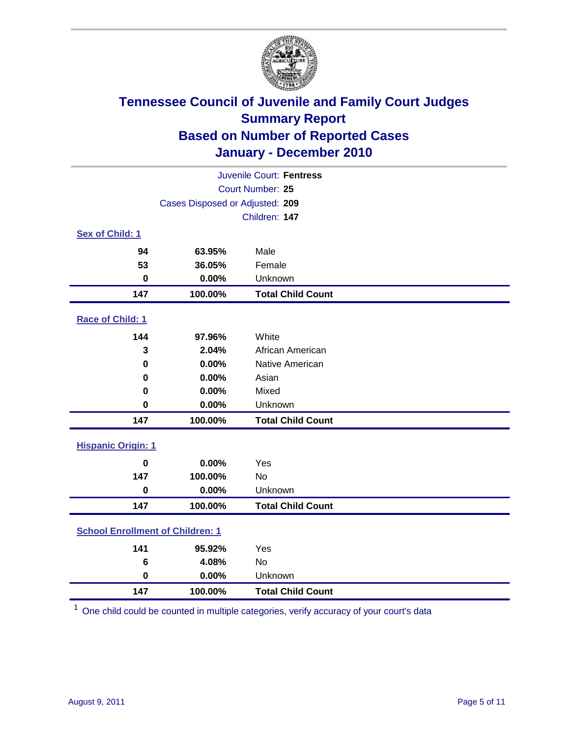# Tennessee Council of Juvenile and Family Court Judges
## Summary Report
## Based on Number of Reported Cases
## January - December 2010

Juvenile Court: **Fentress**

Court Number: **25**

Cases Disposed or Adjusted: **209**

Children: **147**

### Sex of Child: 1

| | | |
|---|---|---|
| 94 | 63.95% | Male |
| 53 | 36.05% | Female |
| 0 | 0.00% | Unknown |
| **147** | **100.00%** | **Total Child Count** |

### Race of Child: 1

| | | |
|---|---|---|
| 144 | 97.96% | White |
| 3 | 2.04% | African American |
| 0 | 0.00% | Native American |
| 0 | 0.00% | Asian |
| 0 | 0.00% | Mixed |
| 0 | 0.00% | Unknown |
| **147** | **100.00%** | **Total Child Count** |

### Hispanic Origin: 1

| | | |
|---|---|---|
| 0 | 0.00% | Yes |
| 147 | 100.00% | No |
| 0 | 0.00% | Unknown |
| **147** | **100.00%** | **Total Child Count** |

### School Enrollment of Children: 1

| | | |
|---|---|---|
| 141 | 95.92% | Yes |
| 6 | 4.08% | No |
| 0 | 0.00% | Unknown |
| **147** | **100.00%** | **Total Child Count** |

[1] One child could be counted in multiple categories, verify accuracy of your court's data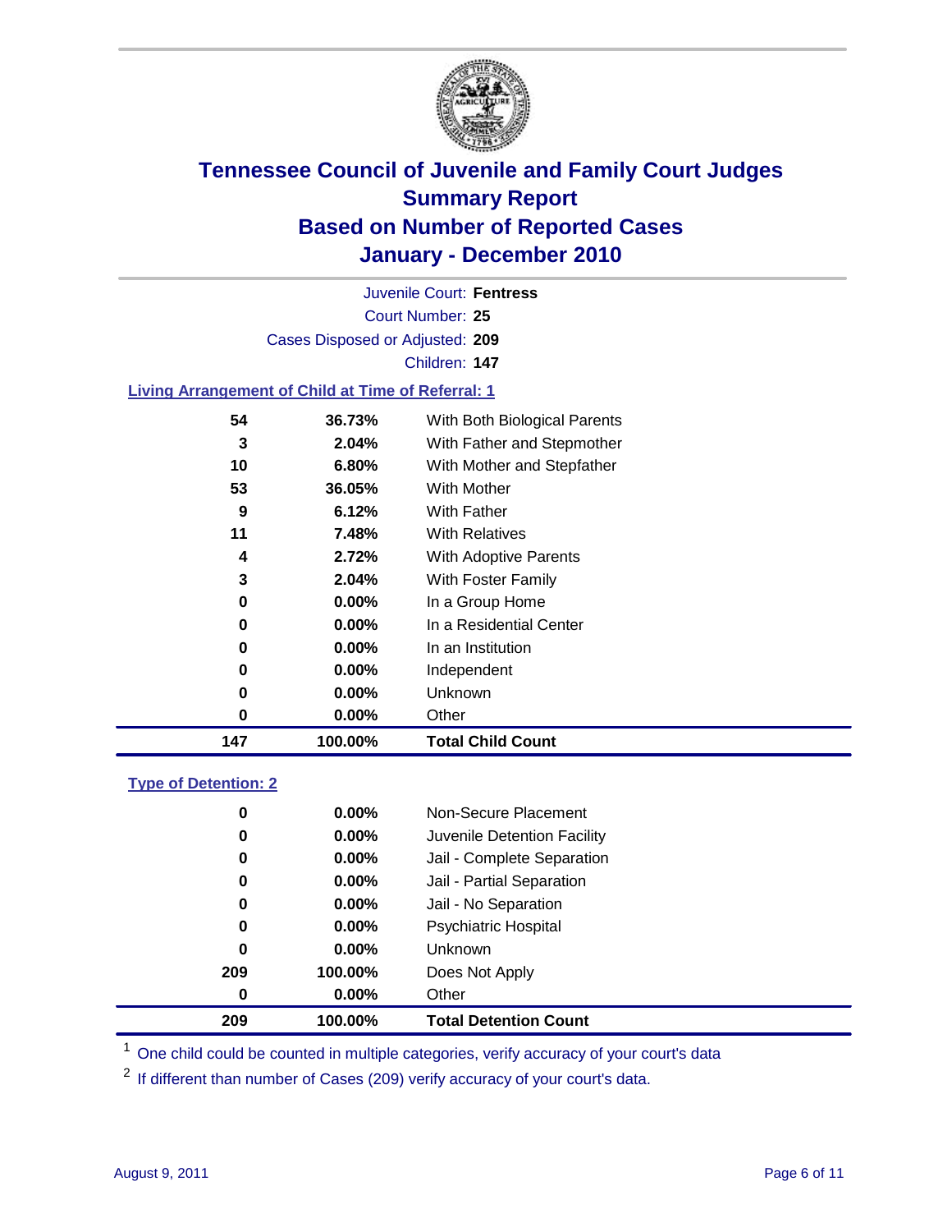# Tennessee Council of Juvenile and Family Court Judges
## Summary Report
## Based on Number of Reported Cases
## January - December 2010

Juvenile Court: **Fentress**
Court Number: **25**
Cases Disposed or Adjusted: **209**
Children: **147**

### Living Arrangement of Child at Time of Referral: 1

| Count | Percent | Category |
|---|---|---|
| 54 | 36.73% | With Both Biological Parents |
| 3 | 2.04% | With Father and Stepmother |
| 10 | 6.80% | With Mother and Stepfather |
| 53 | 36.05% | With Mother |
| 9 | 6.12% | With Father |
| 11 | 7.48% | With Relatives |
| 4 | 2.72% | With Adoptive Parents |
| 3 | 2.04% | With Foster Family |
| 0 | 0.00% | In a Group Home |
| 0 | 0.00% | In a Residential Center |
| 0 | 0.00% | In an Institution |
| 0 | 0.00% | Independent |
| 0 | 0.00% | Unknown |
| 0 | 0.00% | Other |
| **147** | **100.00%** | **Total Child Count** |

### Type of Detention: 2

| Count | Percent | Category |
|---|---|---|
| 0 | 0.00% | Non-Secure Placement |
| 0 | 0.00% | Juvenile Detention Facility |
| 0 | 0.00% | Jail - Complete Separation |
| 0 | 0.00% | Jail - Partial Separation |
| 0 | 0.00% | Jail - No Separation |
| 0 | 0.00% | Psychiatric Hospital |
| 0 | 0.00% | Unknown |
| 209 | 100.00% | Does Not Apply |
| 0 | 0.00% | Other |
| **209** | **100.00%** | **Total Detention Count** |

[1] One child could be counted in multiple categories, verify accuracy of your court's data

[2] If different than number of Cases (209) verify accuracy of your court's data.

August 9, 2011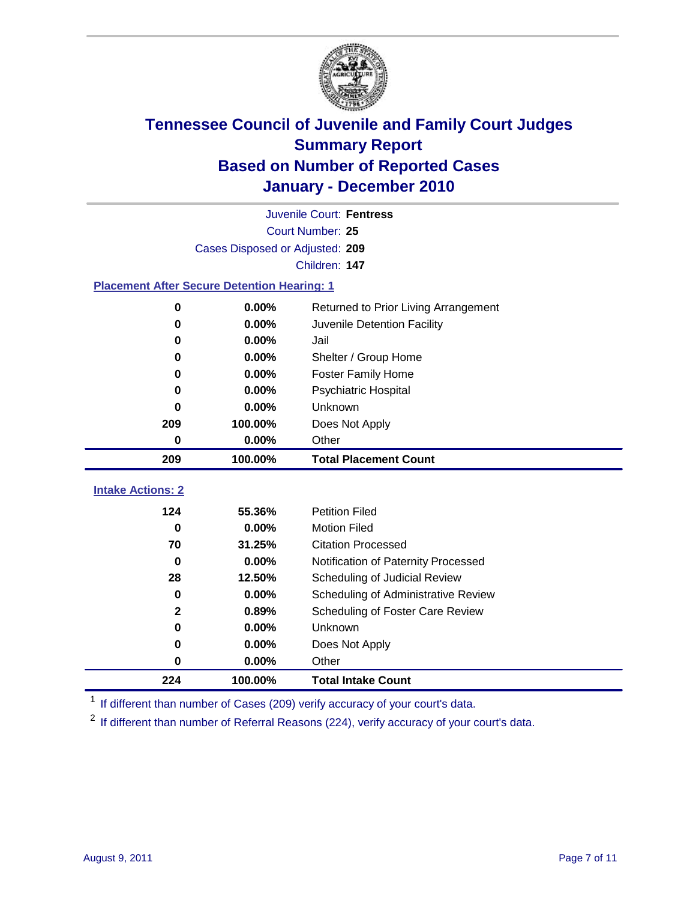# Tennessee Council of Juvenile and Family Court Judges
## Summary Report
## Based on Number of Reported Cases
## January - December 2010

Juvenile Court: **Fentress**

Court Number: **25**

Cases Disposed or Adjusted: **209**

Children: **147**

### Placement After Secure Detention Hearing: 1

| Count | Percent | Placement |
|---|---|---|
| 0 | 0.00% | Returned to Prior Living Arrangement |
| 0 | 0.00% | Juvenile Detention Facility |
| 0 | 0.00% | Jail |
| 0 | 0.00% | Shelter / Group Home |
| 0 | 0.00% | Foster Family Home |
| 0 | 0.00% | Psychiatric Hospital |
| 0 | 0.00% | Unknown |
| 209 | 100.00% | Does Not Apply |
| 0 | 0.00% | Other |
| **209** | **100.00%** | **Total Placement Count** |

### Intake Actions: 2

| Count | Percent | Intake Action |
|---|---|---|
| 124 | 55.36% | Petition Filed |
| 0 | 0.00% | Motion Filed |
| 70 | 31.25% | Citation Processed |
| 0 | 0.00% | Notification of Paternity Processed |
| 28 | 12.50% | Scheduling of Judicial Review |
| 0 | 0.00% | Scheduling of Administrative Review |
| 2 | 0.89% | Scheduling of Foster Care Review |
| 0 | 0.00% | Unknown |
| 0 | 0.00% | Does Not Apply |
| 0 | 0.00% | Other |
| **224** | **100.00%** | **Total Intake Count** |

[1] If different than number of Cases (209) verify accuracy of your court's data.

[2] If different than number of Referral Reasons (224), verify accuracy of your court's data.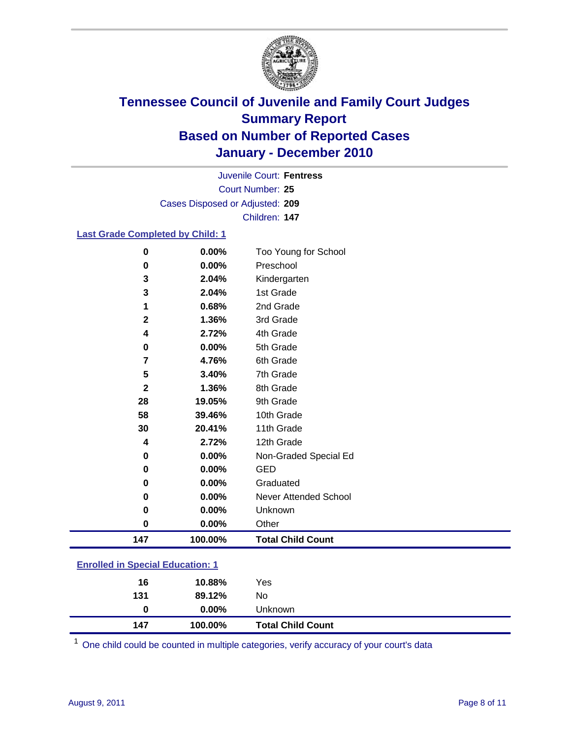# Tennessee Council of Juvenile and Family Court Judges
## Summary Report
## Based on Number of Reported Cases
## January - December 2010

Juvenile Court: **Fentress**
Court Number: **25**
Cases Disposed or Adjusted: **209**
Children: **147**

### Last Grade Completed by Child: 1

| Count | Percent | Category |
|---|---|---|
| 0 | 0.00% | Too Young for School |
| 0 | 0.00% | Preschool |
| 3 | 2.04% | Kindergarten |
| 3 | 2.04% | 1st Grade |
| 1 | 0.68% | 2nd Grade |
| 2 | 1.36% | 3rd Grade |
| 4 | 2.72% | 4th Grade |
| 0 | 0.00% | 5th Grade |
| 7 | 4.76% | 6th Grade |
| 5 | 3.40% | 7th Grade |
| 2 | 1.36% | 8th Grade |
| 28 | 19.05% | 9th Grade |
| 58 | 39.46% | 10th Grade |
| 30 | 20.41% | 11th Grade |
| 4 | 2.72% | 12th Grade |
| 0 | 0.00% | Non-Graded Special Ed |
| 0 | 0.00% | GED |
| 0 | 0.00% | Graduated |
| 0 | 0.00% | Never Attended School |
| 0 | 0.00% | Unknown |
| 0 | 0.00% | Other |
| **147** | **100.00%** | **Total Child Count** |

### Enrolled in Special Education: 1

| Count | Percent | Category |
|---|---|---|
| 16 | 10.88% | Yes |
| 131 | 89.12% | No |
| 0 | 0.00% | Unknown |
| **147** | **100.00%** | **Total Child Count** |

[1] One child could be counted in multiple categories, verify accuracy of your court's data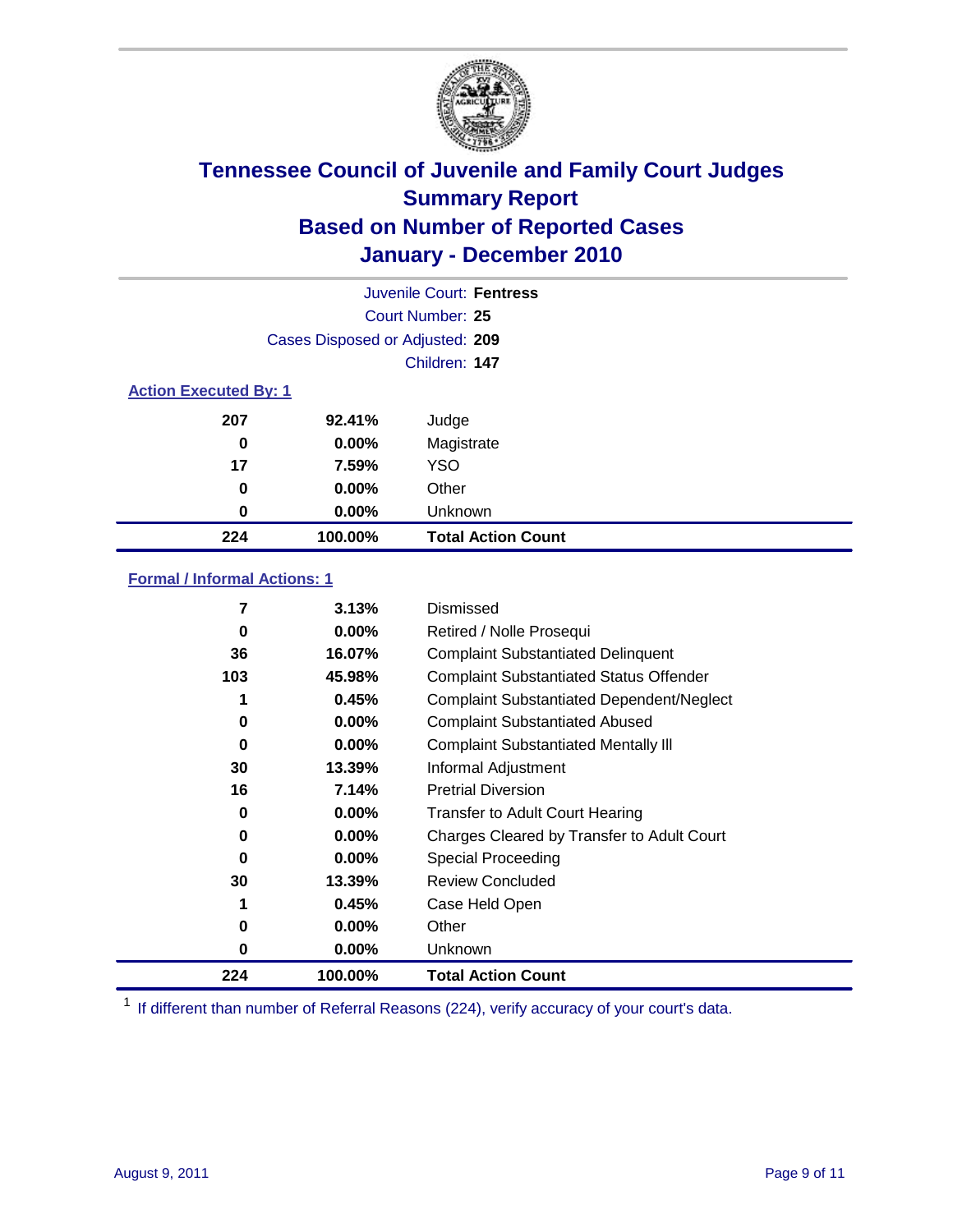# Tennessee Council of Juvenile and Family Court Judges
## Summary Report
## Based on Number of Reported Cases
## January - December 2010

Juvenile Court: **Fentress**

Court Number: **25**

Cases Disposed or Adjusted: **209**

Children: **147**

### Action Executed By: 1

| | | |
|---|---|---|
| 207 | 92.41% | Judge |
| 0 | 0.00% | Magistrate |
| 17 | 7.59% | YSO |
| 0 | 0.00% | Other |
| 0 | 0.00% | Unknown |
| **224** | **100.00%** | **Total Action Count** |

### Formal / Informal Actions: 1

| | | |
|---|---|---|
| 7 | 3.13% | Dismissed |
| 0 | 0.00% | Retired / Nolle Prosequi |
| 36 | 16.07% | Complaint Substantiated Delinquent |
| 103 | 45.98% | Complaint Substantiated Status Offender |
| 1 | 0.45% | Complaint Substantiated Dependent/Neglect |
| 0 | 0.00% | Complaint Substantiated Abused |
| 0 | 0.00% | Complaint Substantiated Mentally Ill |
| 30 | 13.39% | Informal Adjustment |
| 16 | 7.14% | Pretrial Diversion |
| 0 | 0.00% | Transfer to Adult Court Hearing |
| 0 | 0.00% | Charges Cleared by Transfer to Adult Court |
| 0 | 0.00% | Special Proceeding |
| 30 | 13.39% | Review Concluded |
| 1 | 0.45% | Case Held Open |
| 0 | 0.00% | Other |
| 0 | 0.00% | Unknown |
| **224** | **100.00%** | **Total Action Count** |

[1] If different than number of Referral Reasons (224), verify accuracy of your court's data.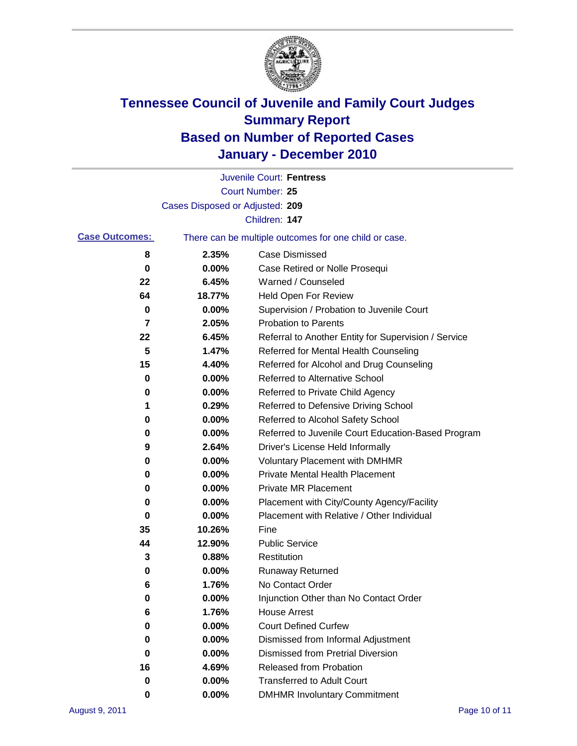# Tennessee Council of Juvenile and Family Court Judges
## Summary Report
## Based on Number of Reported Cases
## January - December 2010

Juvenile Court: **Fentress**

Court Number: **25**

Cases Disposed or Adjusted: **209**

Children: **147**

**Case Outcomes:** There can be multiple outcomes for one child or case.

| Count | Percent | Outcome |
|---|---|---|
| 8 | 2.35% | Case Dismissed |
| 0 | 0.00% | Case Retired or Nolle Prosequi |
| 22 | 6.45% | Warned / Counseled |
| 64 | 18.77% | Held Open For Review |
| 0 | 0.00% | Supervision / Probation to Juvenile Court |
| 7 | 2.05% | Probation to Parents |
| 22 | 6.45% | Referral to Another Entity for Supervision / Service |
| 5 | 1.47% | Referred for Mental Health Counseling |
| 15 | 4.40% | Referred for Alcohol and Drug Counseling |
| 0 | 0.00% | Referred to Alternative School |
| 0 | 0.00% | Referred to Private Child Agency |
| 1 | 0.29% | Referred to Defensive Driving School |
| 0 | 0.00% | Referred to Alcohol Safety School |
| 0 | 0.00% | Referred to Juvenile Court Education-Based Program |
| 9 | 2.64% | Driver's License Held Informally |
| 0 | 0.00% | Voluntary Placement with DMHMR |
| 0 | 0.00% | Private Mental Health Placement |
| 0 | 0.00% | Private MR Placement |
| 0 | 0.00% | Placement with City/County Agency/Facility |
| 0 | 0.00% | Placement with Relative / Other Individual |
| 35 | 10.26% | Fine |
| 44 | 12.90% | Public Service |
| 3 | 0.88% | Restitution |
| 0 | 0.00% | Runaway Returned |
| 6 | 1.76% | No Contact Order |
| 0 | 0.00% | Injunction Other than No Contact Order |
| 6 | 1.76% | House Arrest |
| 0 | 0.00% | Court Defined Curfew |
| 0 | 0.00% | Dismissed from Informal Adjustment |
| 0 | 0.00% | Dismissed from Pretrial Diversion |
| 16 | 4.69% | Released from Probation |
| 0 | 0.00% | Transferred to Adult Court |
| 0 | 0.00% | DMHMR Involuntary Commitment |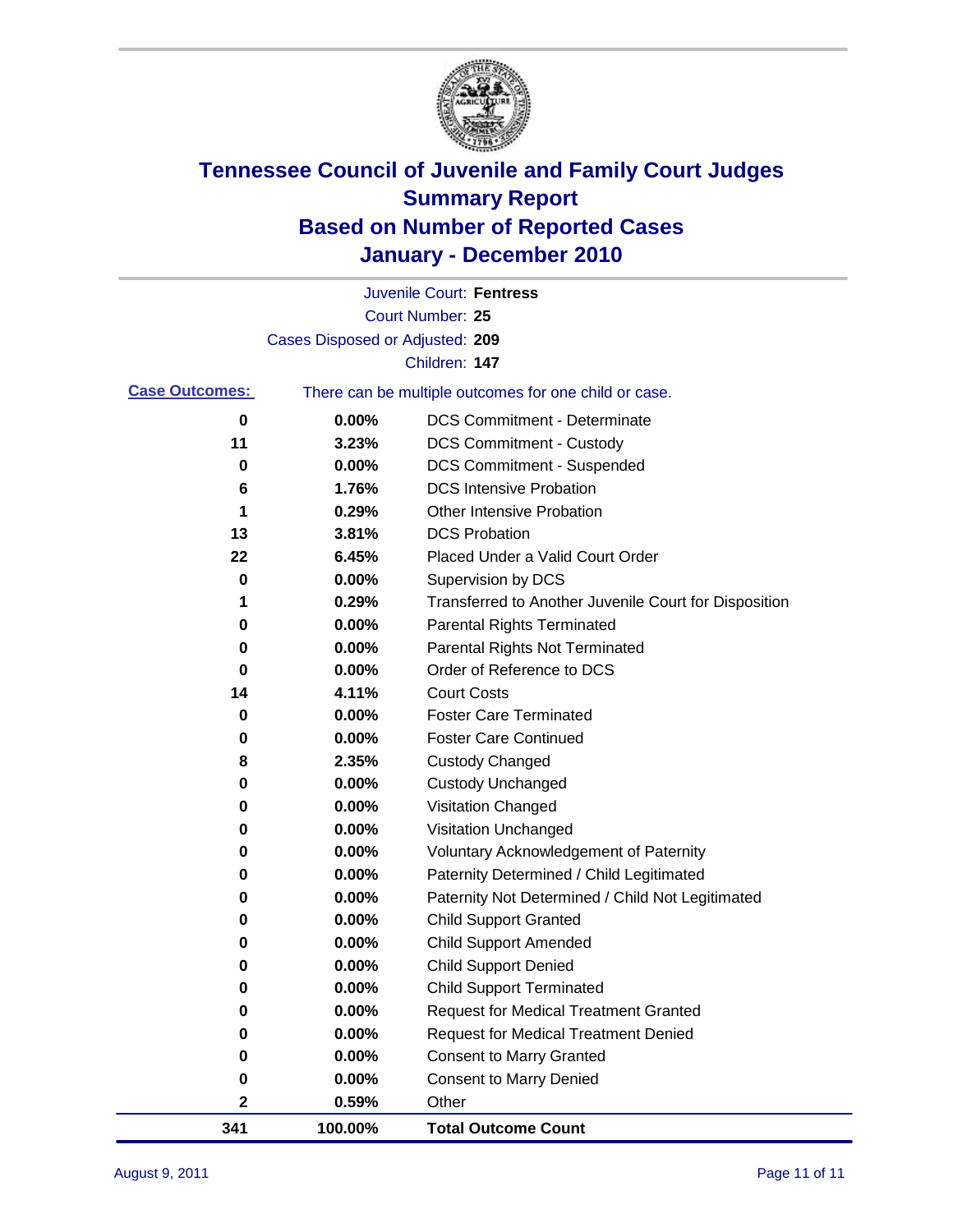# Tennessee Council of Juvenile and Family Court Judges
## Summary Report
## Based on Number of Reported Cases
## January - December 2010

Juvenile Court: **Fentress**
Court Number: **25**
Cases Disposed or Adjusted: **209**
Children: **147**

**Case Outcomes:** There can be multiple outcomes for one child or case.

| | | |
|---|---|---|
| 0 | 0.00% | DCS Commitment - Determinate |
| 11 | 3.23% | DCS Commitment - Custody |
| 0 | 0.00% | DCS Commitment - Suspended |
| 6 | 1.76% | DCS Intensive Probation |
| 1 | 0.29% | Other Intensive Probation |
| 13 | 3.81% | DCS Probation |
| 22 | 6.45% | Placed Under a Valid Court Order |
| 0 | 0.00% | Supervision by DCS |
| 1 | 0.29% | Transferred to Another Juvenile Court for Disposition |
| 0 | 0.00% | Parental Rights Terminated |
| 0 | 0.00% | Parental Rights Not Terminated |
| 0 | 0.00% | Order of Reference to DCS |
| 14 | 4.11% | Court Costs |
| 0 | 0.00% | Foster Care Terminated |
| 0 | 0.00% | Foster Care Continued |
| 8 | 2.35% | Custody Changed |
| 0 | 0.00% | Custody Unchanged |
| 0 | 0.00% | Visitation Changed |
| 0 | 0.00% | Visitation Unchanged |
| 0 | 0.00% | Voluntary Acknowledgement of Paternity |
| 0 | 0.00% | Paternity Determined / Child Legitimated |
| 0 | 0.00% | Paternity Not Determined / Child Not Legitimated |
| 0 | 0.00% | Child Support Granted |
| 0 | 0.00% | Child Support Amended |
| 0 | 0.00% | Child Support Denied |
| 0 | 0.00% | Child Support Terminated |
| 0 | 0.00% | Request for Medical Treatment Granted |
| 0 | 0.00% | Request for Medical Treatment Denied |
| 0 | 0.00% | Consent to Marry Granted |
| 0 | 0.00% | Consent to Marry Denied |
| 2 | 0.59% | Other |
| **341** | **100.00%** | **Total Outcome Count** |